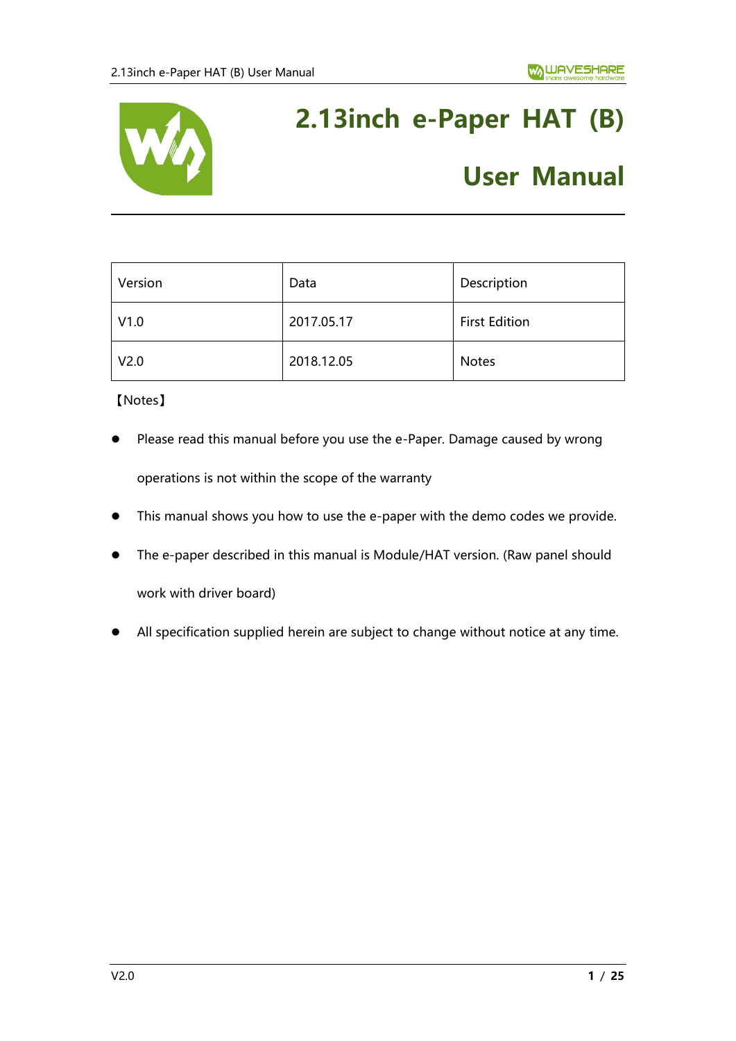# 2.13inch e-Paper HAT (B)

# User Manual

| Version | Data | Description |
|---|---|---|
| V1.0 | 2017.05.17 | First Edition |
| V2.0 | 2018.12.05 | Notes |

【Notes】

- Please read this manual before you use the e-Paper. Damage caused by wrong operations is not within the scope of the warranty
- This manual shows you how to use the e-paper with the demo codes we provide.
- The e-paper described in this manual is Module/HAT version. (Raw panel should work with driver board)
- All specification supplied herein are subject to change without notice at any time.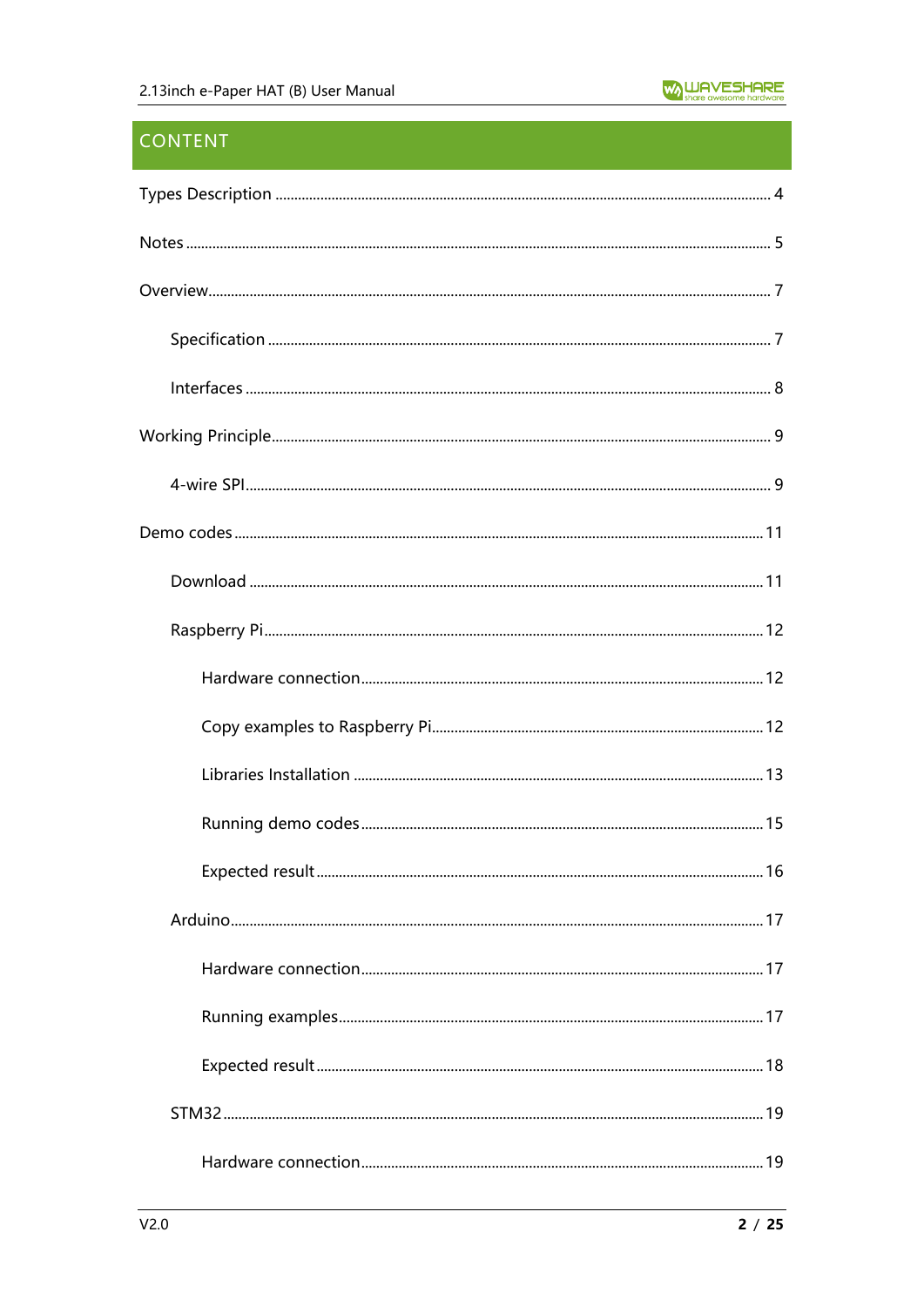# CONTENT

- Types Description ..... 4
- Notes ..... 5
- Overview ..... 7
  - Specification ..... 7
  - Interfaces ..... 8
- Working Principle ..... 9
  - 4-wire SPI ..... 9
- Demo codes ..... 11
  - Download ..... 11
  - Raspberry Pi ..... 12
    - Hardware connection ..... 12
    - Copy examples to Raspberry Pi ..... 12
    - Libraries Installation ..... 13
    - Running demo codes ..... 15
    - Expected result ..... 16
  - Arduino ..... 17
    - Hardware connection ..... 17
    - Running examples ..... 17
    - Expected result ..... 18
  - STM32 ..... 19
    - Hardware connection ..... 19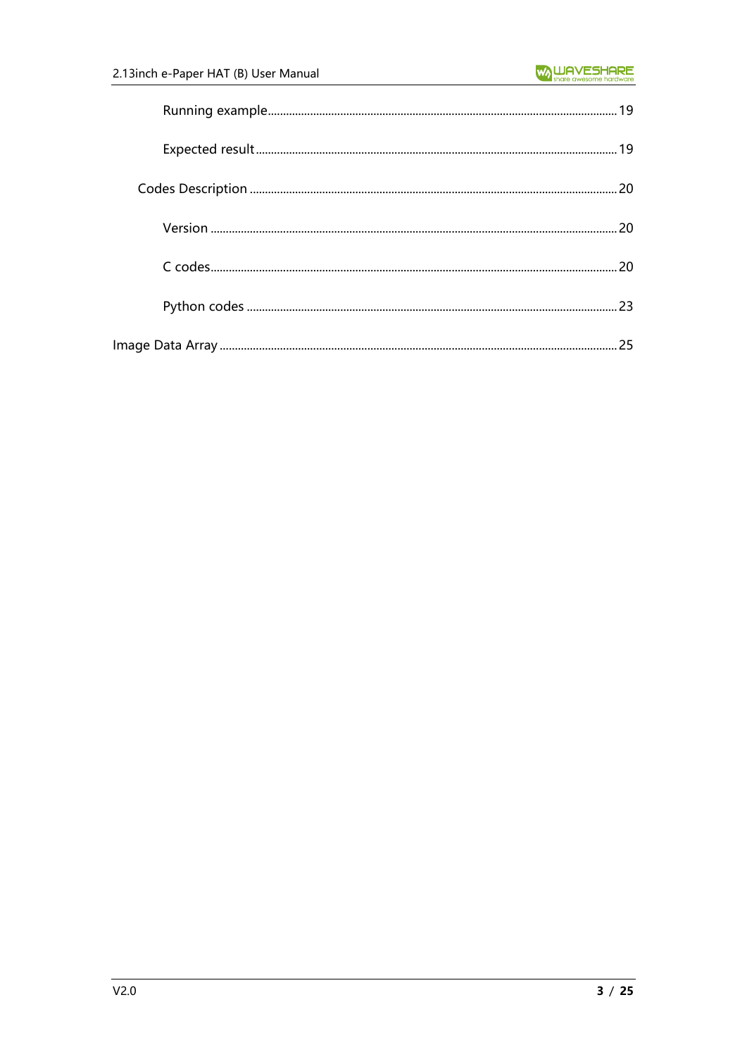Running example ........................................................................................................ 19

Expected result ........................................................................................................... 19

Codes Description .......................................................................................................... 20

Version ......................................................................................................................... 20

C codes ........................................................................................................................ 20

Python codes ............................................................................................................... 23

Image Data Array ............................................................................................................. 25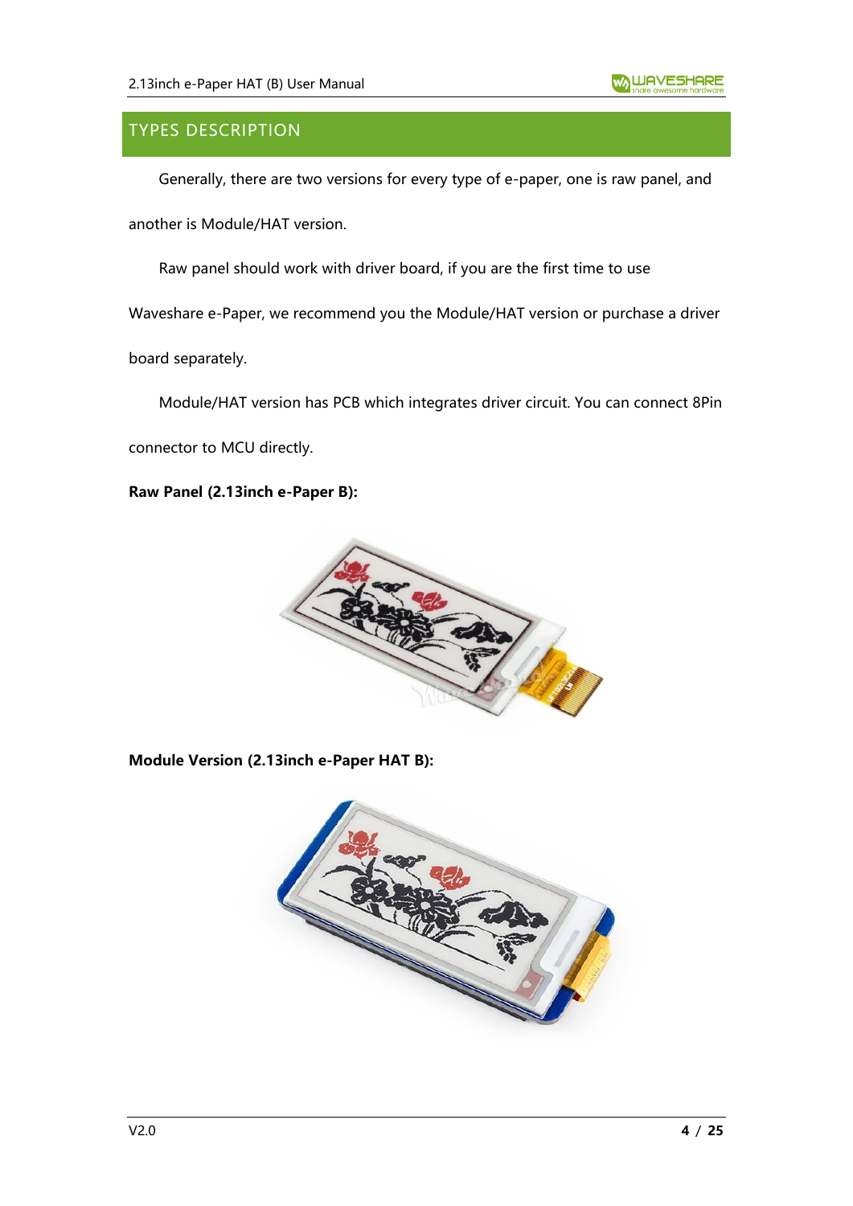## TYPES DESCRIPTION

Generally, there are two versions for every type of e-paper, one is raw panel, and another is Module/HAT version.

Raw panel should work with driver board, if you are the first time to use Waveshare e-Paper, we recommend you the Module/HAT version or purchase a driver board separately.

Module/HAT version has PCB which integrates driver circuit. You can connect 8Pin connector to MCU directly.

**Raw Panel (2.13inch e-Paper B):**

**Module Version (2.13inch e-Paper HAT B):**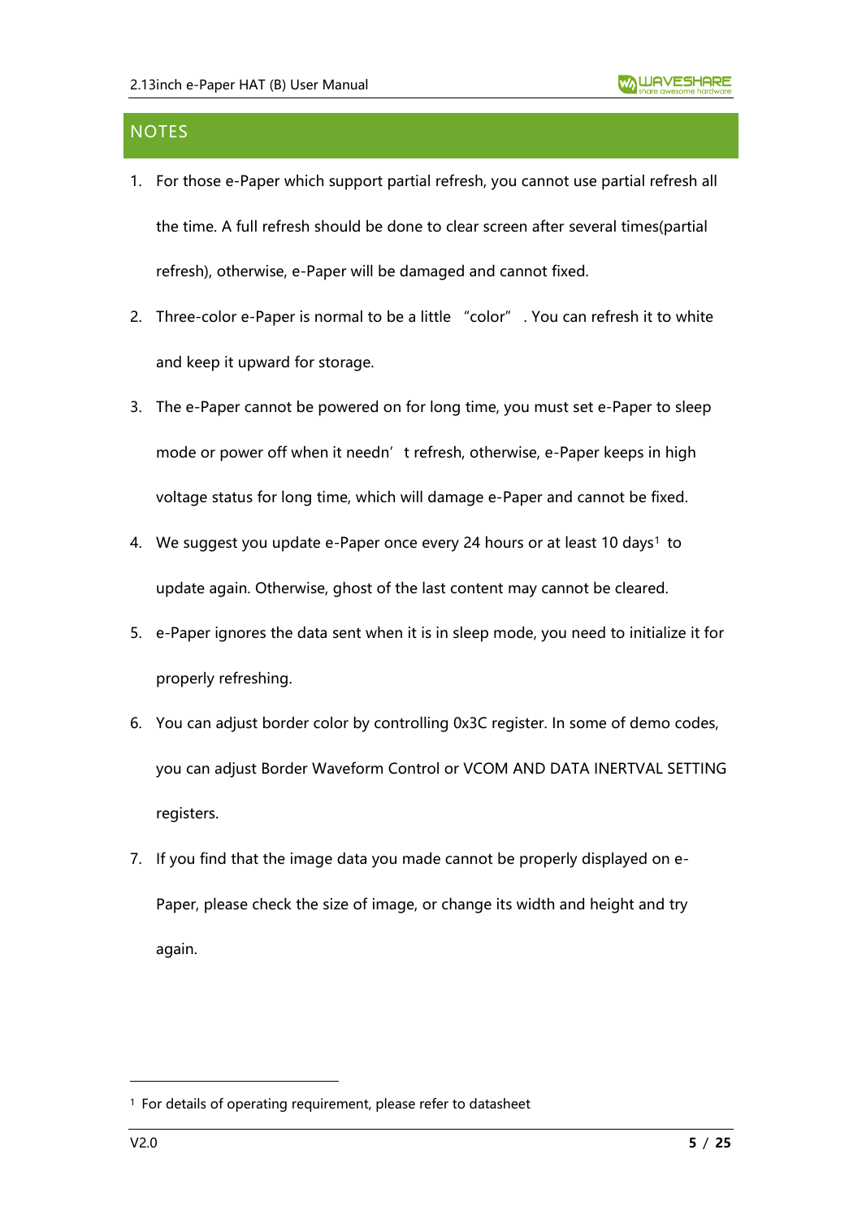## NOTES

1. For those e-Paper which support partial refresh, you cannot use partial refresh all the time. A full refresh should be done to clear screen after several times(partial refresh), otherwise, e-Paper will be damaged and cannot fixed.
2. Three-color e-Paper is normal to be a little "color". You can refresh it to white and keep it upward for storage.
3. The e-Paper cannot be powered on for long time, you must set e-Paper to sleep mode or power off when it needn't refresh, otherwise, e-Paper keeps in high voltage status for long time, which will damage e-Paper and cannot be fixed.
4. We suggest you update e-Paper once every 24 hours or at least 10 days[1] to update again. Otherwise, ghost of the last content may cannot be cleared.
5. e-Paper ignores the data sent when it is in sleep mode, you need to initialize it for properly refreshing.
6. You can adjust border color by controlling 0x3C register. In some of demo codes, you can adjust Border Waveform Control or VCOM AND DATA INERTVAL SETTING registers.
7. If you find that the image data you made cannot be properly displayed on e-Paper, please check the size of image, or change its width and height and try again.

[1] For details of operating requirement, please refer to datasheet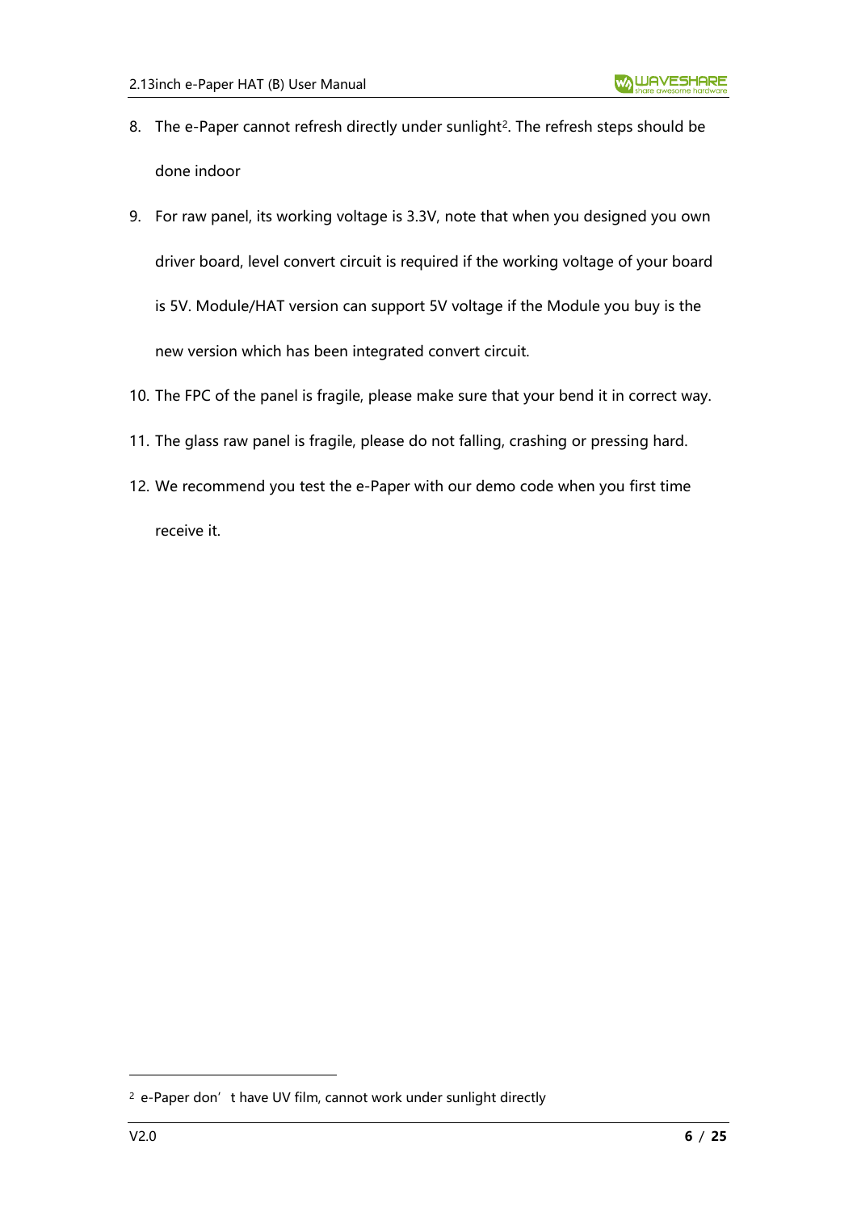8. The e-Paper cannot refresh directly under sunlight[2]. The refresh steps should be done indoor
9. For raw panel, its working voltage is 3.3V, note that when you designed you own driver board, level convert circuit is required if the working voltage of your board is 5V. Module/HAT version can support 5V voltage if the Module you buy is the new version which has been integrated convert circuit.
10. The FPC of the panel is fragile, please make sure that your bend it in correct way.
11. The glass raw panel is fragile, please do not falling, crashing or pressing hard.
12. We recommend you test the e-Paper with our demo code when you first time receive it.

[2] e-Paper don't have UV film, cannot work under sunlight directly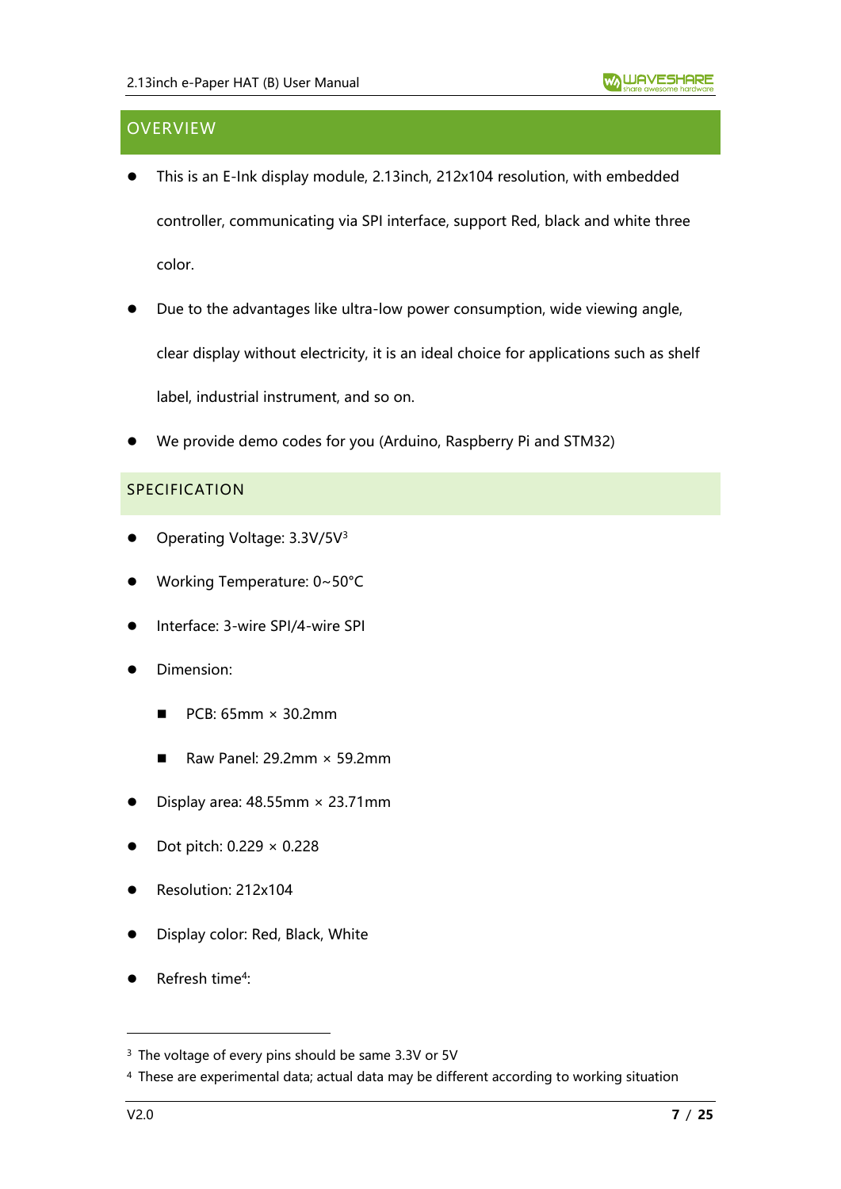## OVERVIEW

- This is an E-Ink display module, 2.13inch, 212x104 resolution, with embedded controller, communicating via SPI interface, support Red, black and white three color.
- Due to the advantages like ultra-low power consumption, wide viewing angle, clear display without electricity, it is an ideal choice for applications such as shelf label, industrial instrument, and so on.
- We provide demo codes for you (Arduino, Raspberry Pi and STM32)

## SPECIFICATION

- Operating Voltage: 3.3V/5V[3]
- Working Temperature: 0~50°C
- Interface: 3-wire SPI/4-wire SPI
- Dimension:
  - PCB: 65mm × 30.2mm
  - Raw Panel: 29.2mm × 59.2mm
- Display area: 48.55mm × 23.71mm
- Dot pitch: 0.229 × 0.228
- Resolution: 212x104
- Display color: Red, Black, White
- Refresh time[4]:

---

[3] The voltage of every pins should be same 3.3V or 5V

[4] These are experimental data; actual data may be different according to working situation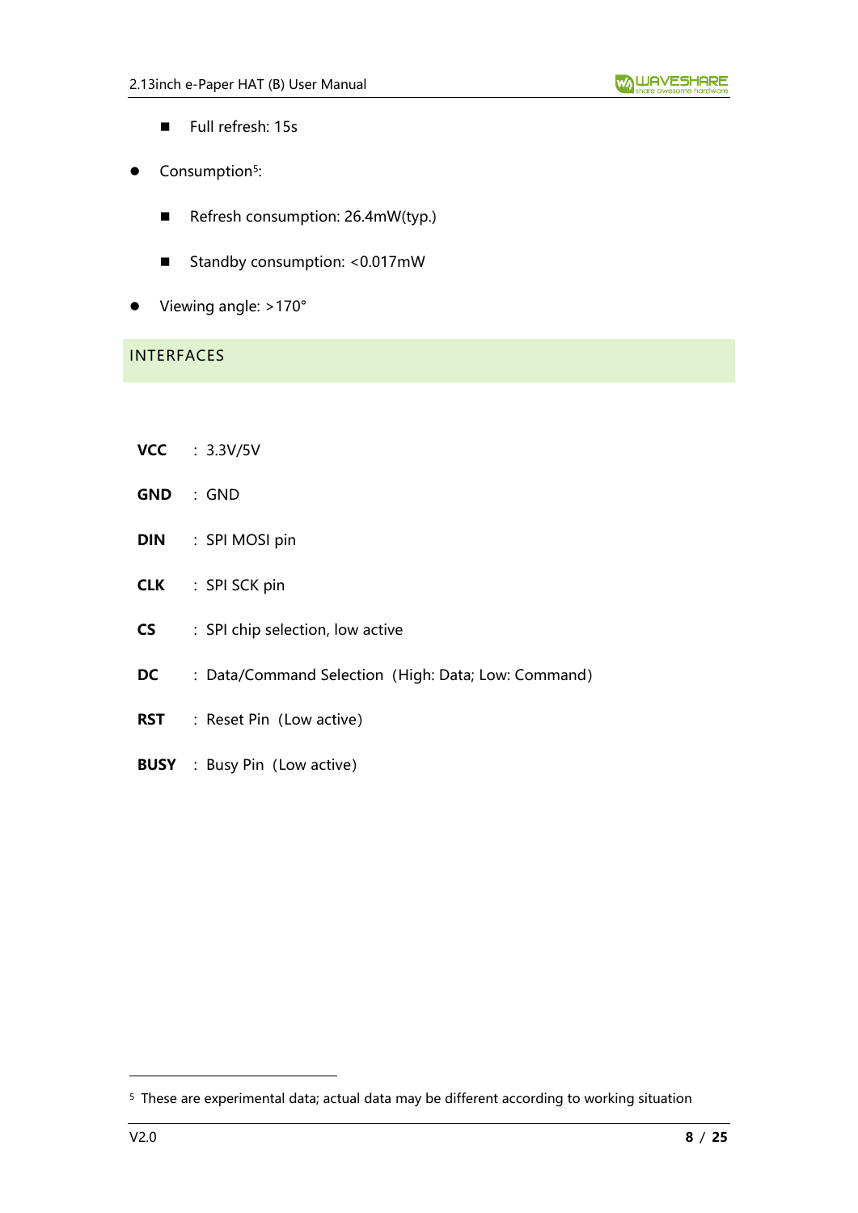- Full refresh: 15s

- Consumption[5]:

  - Refresh consumption: 26.4mW(typ.)

  - Standby consumption: <0.017mW

- Viewing angle: >170°

## INTERFACES

**VCC** : 3.3V/5V

**GND** : GND

**DIN** : SPI MOSI pin

**CLK** : SPI SCK pin

**CS** : SPI chip selection, low active

**DC** : Data/Command Selection（High: Data; Low: Command）

**RST** : Reset Pin（Low active）

**BUSY** : Busy Pin（Low active）

---

[5] These are experimental data; actual data may be different according to working situation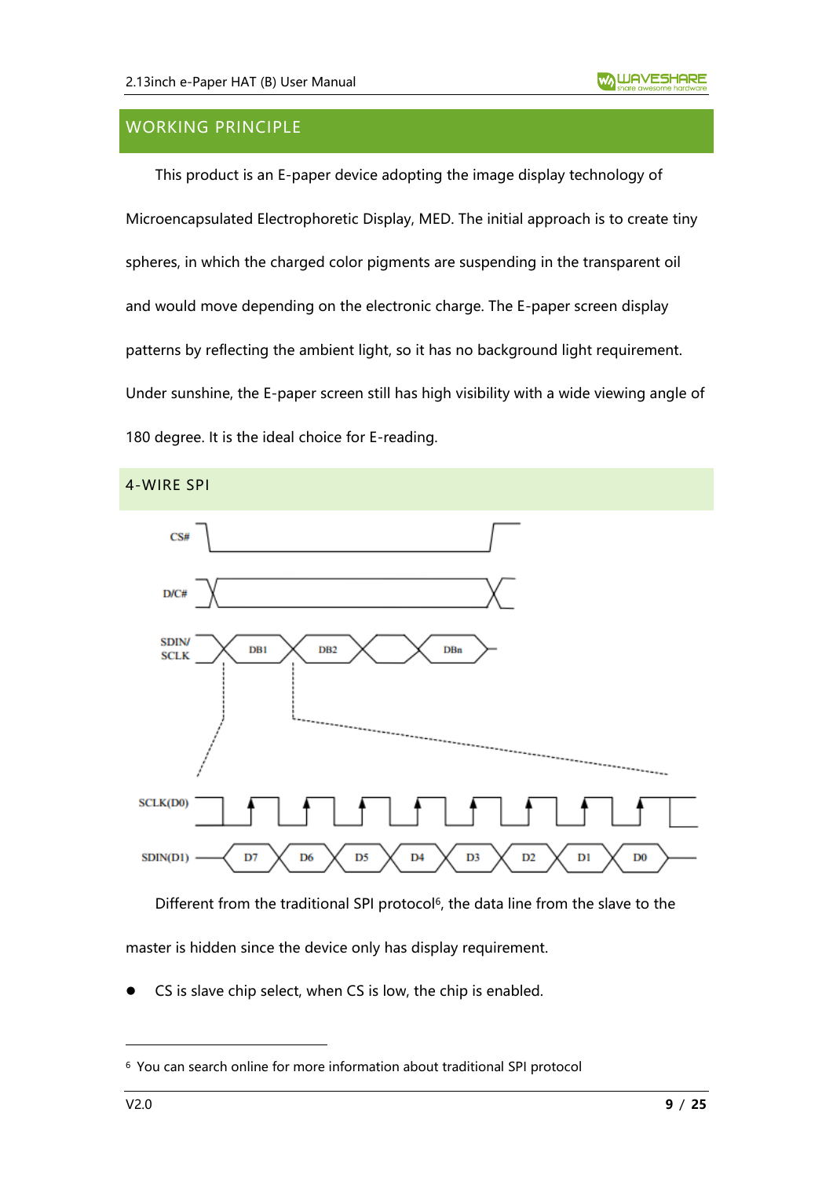## WORKING PRINCIPLE

This product is an E-paper device adopting the image display technology of Microencapsulated Electrophoretic Display, MED. The initial approach is to create tiny spheres, in which the charged color pigments are suspending in the transparent oil and would move depending on the electronic charge. The E-paper screen display patterns by reflecting the ambient light, so it has no background light requirement. Under sunshine, the E-paper screen still has high visibility with a wide viewing angle of 180 degree. It is the ideal choice for E-reading.

### 4-WIRE SPI

Different from the traditional SPI protocol[6], the data line from the slave to the master is hidden since the device only has display requirement.

- CS is slave chip select, when CS is low, the chip is enabled.

[6] You can search online for more information about traditional SPI protocol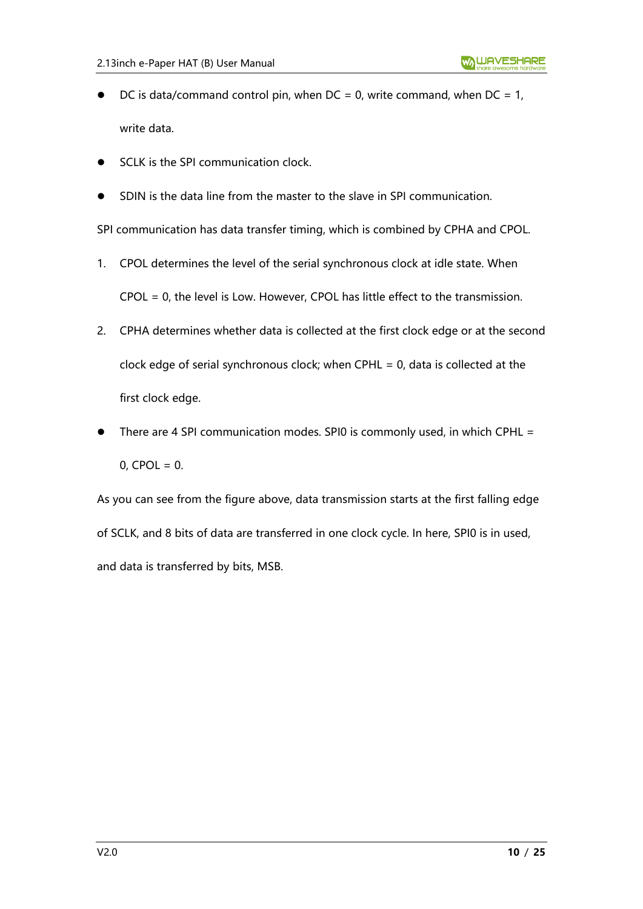- DC is data/command control pin, when DC = 0, write command, when DC = 1, write data.
- SCLK is the SPI communication clock.
- SDIN is the data line from the master to the slave in SPI communication.

SPI communication has data transfer timing, which is combined by CPHA and CPOL.

1. CPOL determines the level of the serial synchronous clock at idle state. When CPOL = 0, the level is Low. However, CPOL has little effect to the transmission.
2. CPHA determines whether data is collected at the first clock edge or at the second clock edge of serial synchronous clock; when CPHL = 0, data is collected at the first clock edge.

- There are 4 SPI communication modes. SPI0 is commonly used, in which CPHL = 0, CPOL = 0.

As you can see from the figure above, data transmission starts at the first falling edge of SCLK, and 8 bits of data are transferred in one clock cycle. In here, SPI0 is in used, and data is transferred by bits, MSB.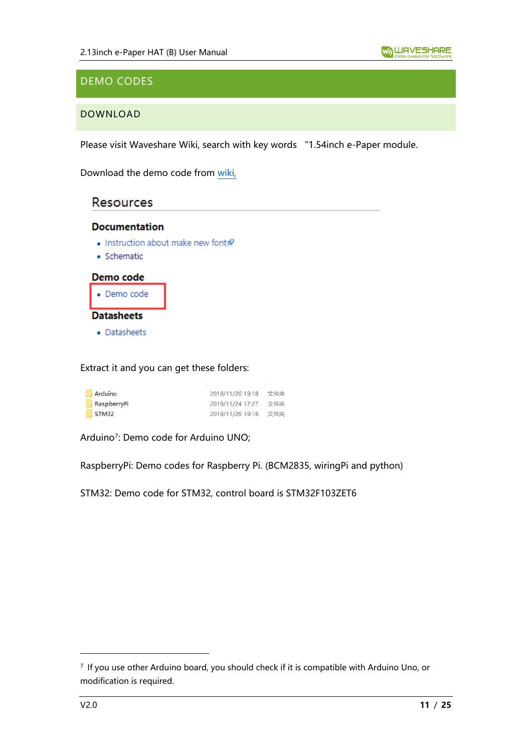# DEMO CODES

## DOWNLOAD

Please visit Waveshare Wiki, search with key words "1.54inch e-Paper module.

Download the demo code from wiki,

Resources

**Documentation**

- Instruction about make new font
- Schematic

**Demo code**

- Demo code

**Datasheets**

- Datasheets

Extract it and you can get these folders:

| | | |
|---|---|---|
| Arduino | 2018/11/26 19:18 | 文件夹 |
| RaspberryPi | 2018/11/24 17:27 | 文件夹 |
| STM32 | 2018/11/26 19:18 | 文件夹 |

Arduino[7]: Demo code for Arduino UNO;

RaspberryPi: Demo codes for Raspberry Pi. (BCM2835, wiringPi and python)

STM32: Demo code for STM32, control board is STM32F103ZET6

[7] If you use other Arduino board, you should check if it is compatible with Arduino Uno, or modification is required.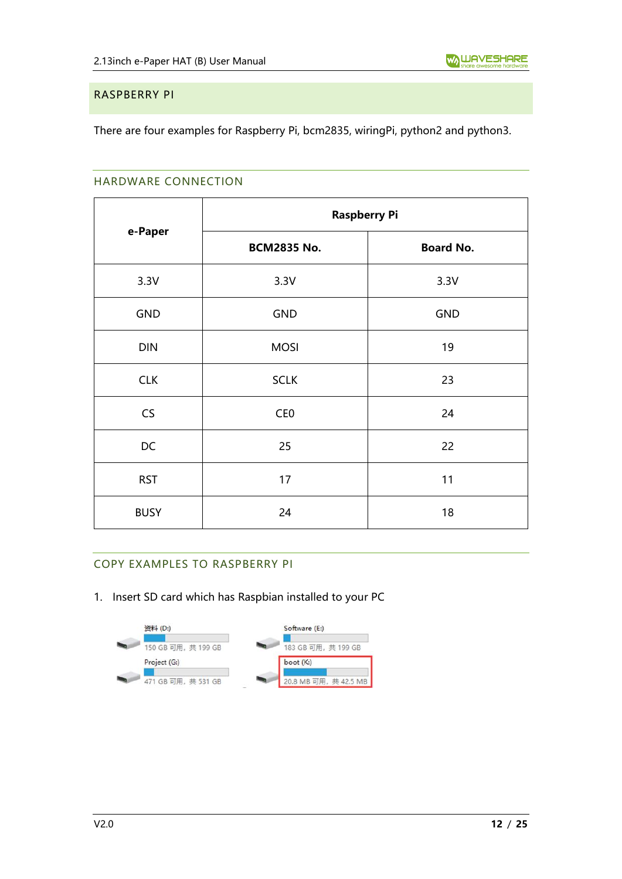## RASPBERRY PI

There are four examples for Raspberry Pi, bcm2835, wiringPi, python2 and python3.

### HARDWARE CONNECTION

| e-Paper | Raspberry Pi | |
|---|---|---|
| | **BCM2835 No.** | **Board No.** |
| 3.3V | 3.3V | 3.3V |
| GND | GND | GND |
| DIN | MOSI | 19 |
| CLK | SCLK | 23 |
| CS | CE0 | 24 |
| DC | 25 | 22 |
| RST | 17 | 11 |
| BUSY | 24 | 18 |

### COPY EXAMPLES TO RASPBERRY PI

1. Insert SD card which has Raspbian installed to your PC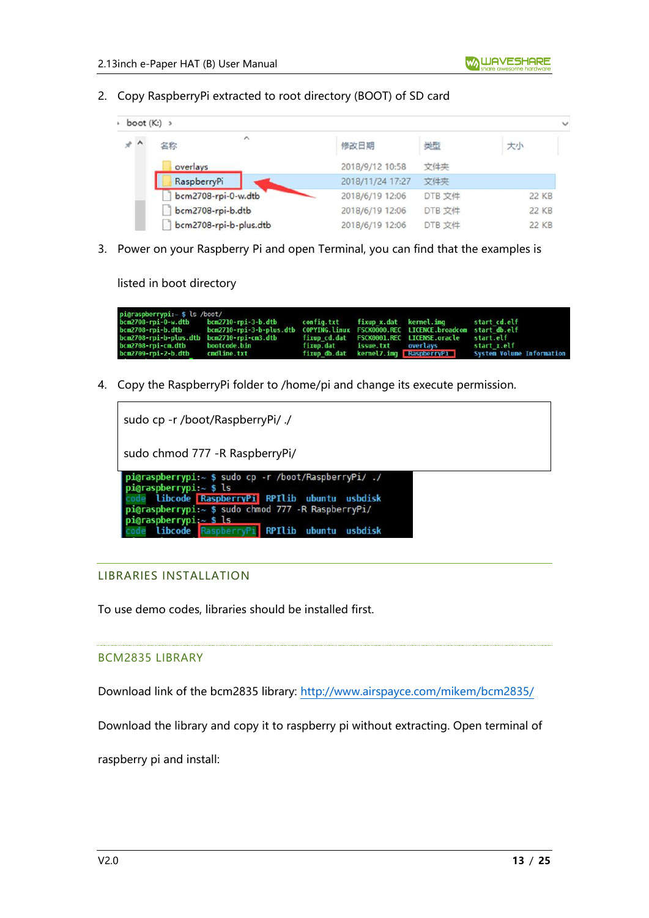2. Copy RaspberryPi extracted to root directory (BOOT) of SD card

3. Power on your Raspberry Pi and open Terminal, you can find that the examples is listed in boot directory

4. Copy the RaspberryPi folder to /home/pi and change its execute permission.

```
sudo cp -r /boot/RaspberryPi/ ./

sudo chmod 777 -R RaspberryPi/
```

## LIBRARIES INSTALLATION

To use demo codes, libraries should be installed first.

### BCM2835 LIBRARY

Download link of the bcm2835 library: http://www.airspayce.com/mikem/bcm2835/

Download the library and copy it to raspberry pi without extracting. Open terminal of raspberry pi and install: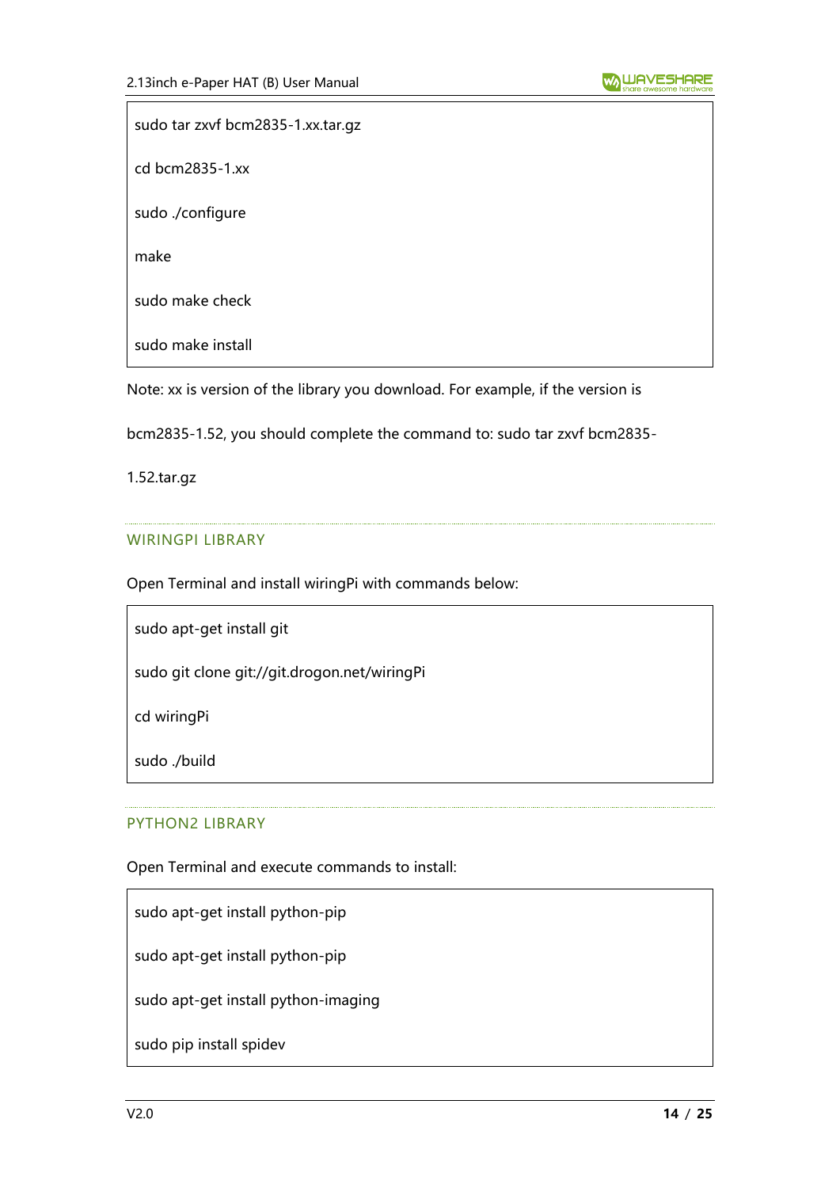```
sudo tar zxvf bcm2835-1.xx.tar.gz

cd bcm2835-1.xx

sudo ./configure

make

sudo make check

sudo make install
```

Note: xx is version of the library you download. For example, if the version is bcm2835-1.52, you should complete the command to: sudo tar zxvf bcm2835-1.52.tar.gz

### WIRINGPI LIBRARY

Open Terminal and install wiringPi with commands below:

```
sudo apt-get install git

sudo git clone git://git.drogon.net/wiringPi

cd wiringPi

sudo ./build
```

### PYTHON2 LIBRARY

Open Terminal and execute commands to install:

```
sudo apt-get install python-pip

sudo apt-get install python-pip

sudo apt-get install python-imaging

sudo pip install spidev
```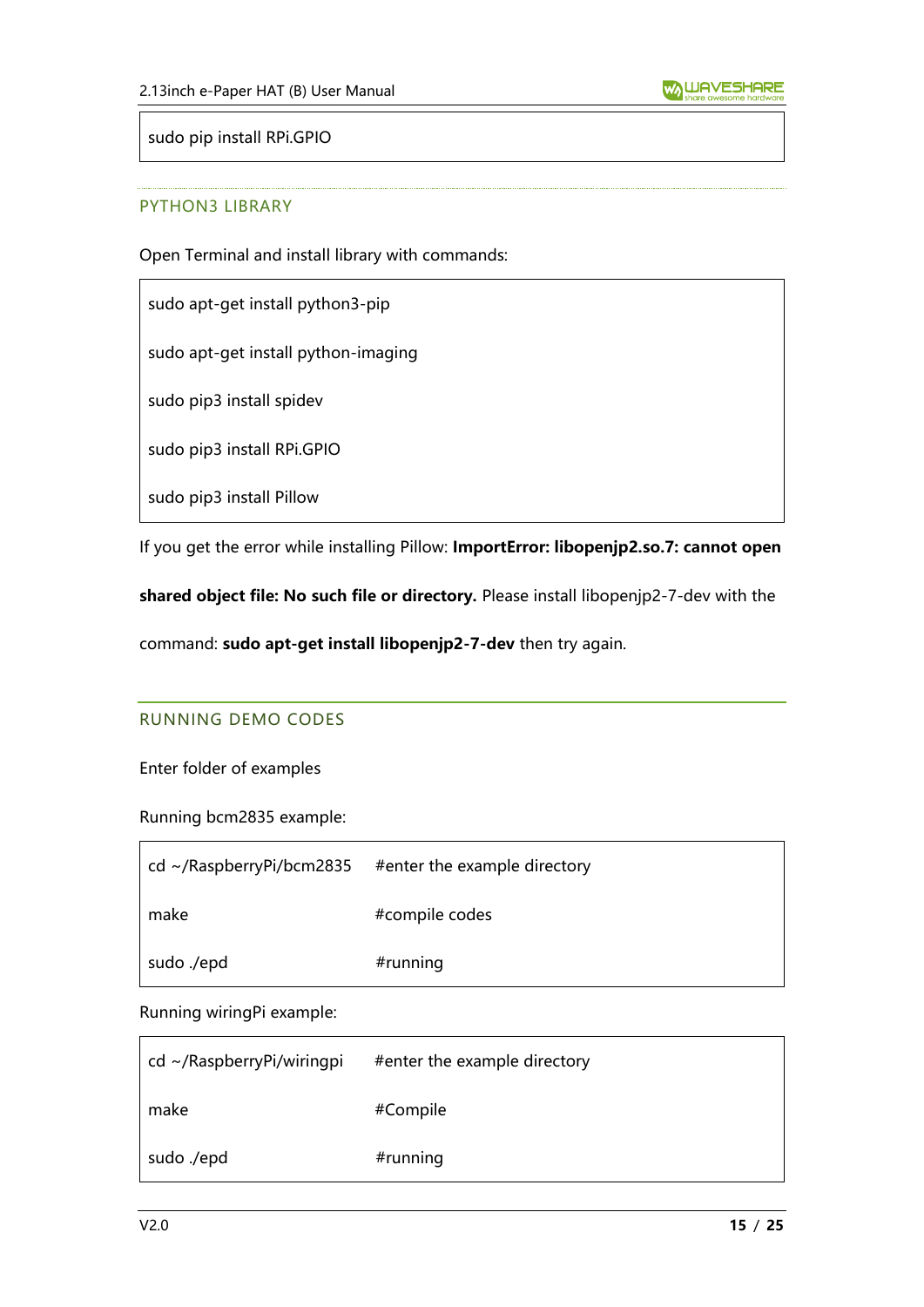```
sudo pip install RPi.GPIO
```

### PYTHON3 LIBRARY

Open Terminal and install library with commands:

```
sudo apt-get install python3-pip

sudo apt-get install python-imaging

sudo pip3 install spidev

sudo pip3 install RPi.GPIO

sudo pip3 install Pillow
```

If you get the error while installing Pillow: **ImportError: libopenjp2.so.7: cannot open shared object file: No such file or directory.** Please install libopenjp2-7-dev with the command: **sudo apt-get install libopenjp2-7-dev** then try again.

## RUNNING DEMO CODES

Enter folder of examples

Running bcm2835 example:

```
cd ~/RaspberryPi/bcm2835    #enter the example directory

make                        #compile codes

sudo ./epd                  #running
```

Running wiringPi example:

```
cd ~/RaspberryPi/wiringpi   #enter the example directory

make                        #Compile

sudo ./epd                  #running
```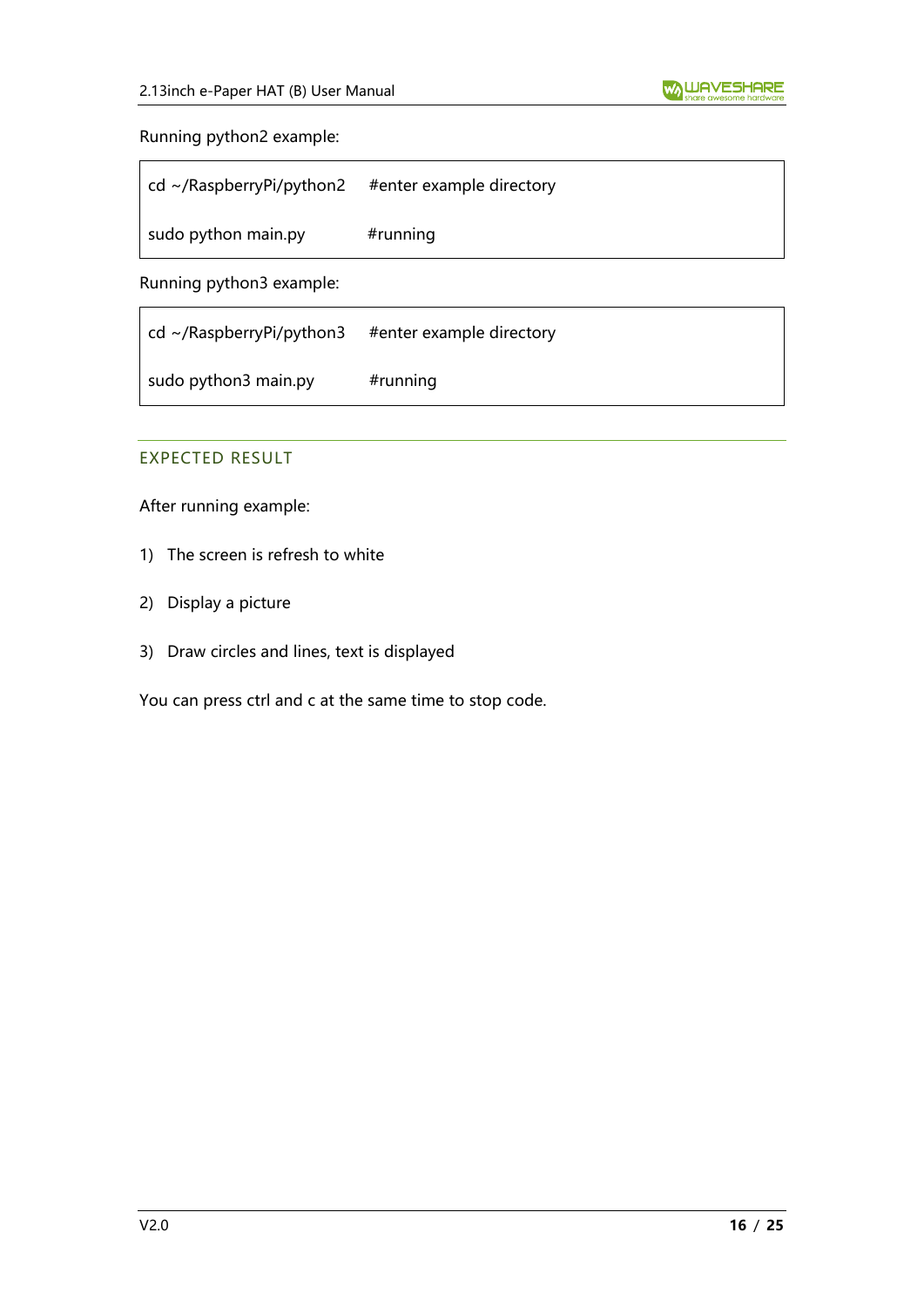Running python2 example:

```
cd ~/RaspberryPi/python2    #enter example directory
sudo python main.py         #running
```

Running python3 example:

```
cd ~/RaspberryPi/python3    #enter example directory
sudo python3 main.py        #running
```

## EXPECTED RESULT

After running example:

1) The screen is refresh to white
2) Display a picture
3) Draw circles and lines, text is displayed

You can press ctrl and c at the same time to stop code.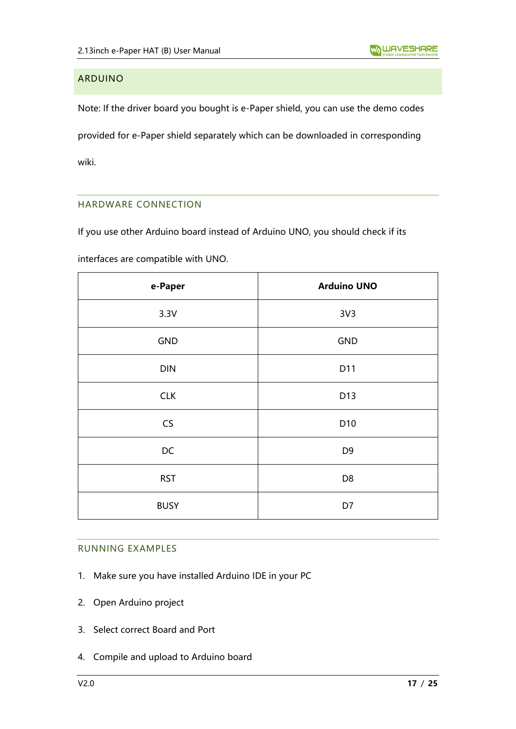## ARDUINO

Note: If the driver board you bought is e-Paper shield, you can use the demo codes provided for e-Paper shield separately which can be downloaded in corresponding wiki.

### HARDWARE CONNECTION

If you use other Arduino board instead of Arduino UNO, you should check if its interfaces are compatible with UNO.

| e-Paper | Arduino UNO |
|---|---|
| 3.3V | 3V3 |
| GND | GND |
| DIN | D11 |
| CLK | D13 |
| CS | D10 |
| DC | D9 |
| RST | D8 |
| BUSY | D7 |

### RUNNING EXAMPLES

1. Make sure you have installed Arduino IDE in your PC
2. Open Arduino project
3. Select correct Board and Port
4. Compile and upload to Arduino board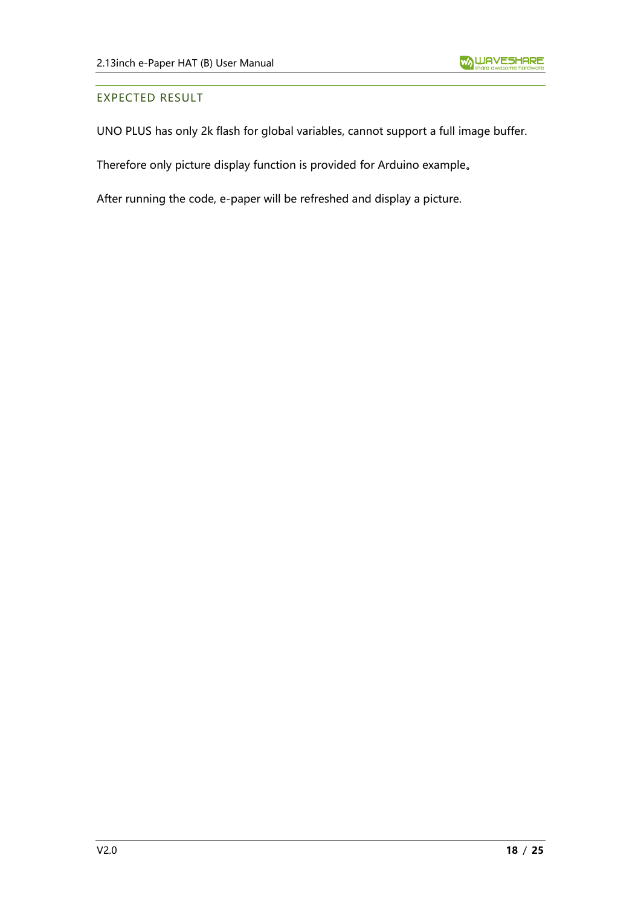### EXPECTED RESULT

UNO PLUS has only 2k flash for global variables, cannot support a full image buffer.

Therefore only picture display function is provided for Arduino example。

After running the code, e-paper will be refreshed and display a picture.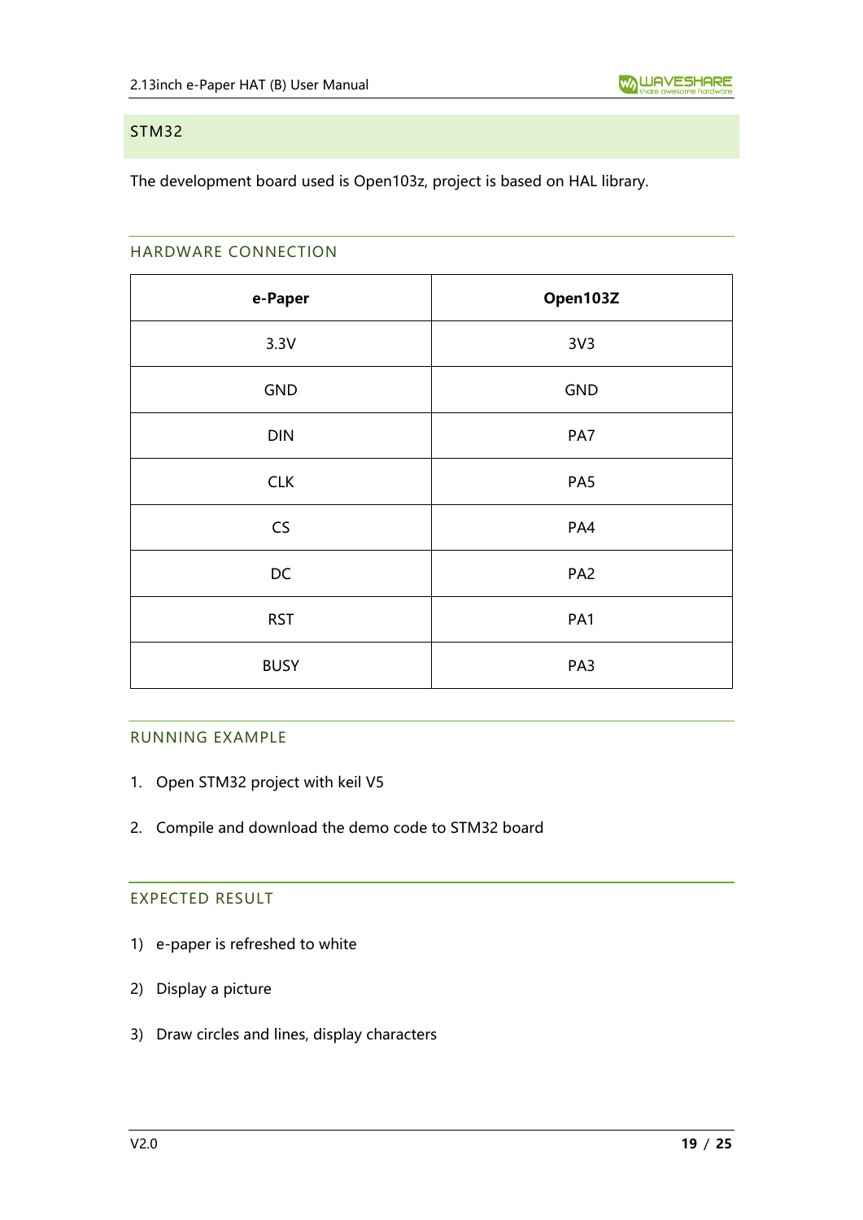## STM32

The development board used is Open103z, project is based on HAL library.

### HARDWARE CONNECTION

| e-Paper | Open103Z |
|---|---|
| 3.3V | 3V3 |
| GND | GND |
| DIN | PA7 |
| CLK | PA5 |
| CS | PA4 |
| DC | PA2 |
| RST | PA1 |
| BUSY | PA3 |

### RUNNING EXAMPLE

1. Open STM32 project with keil V5
2. Compile and download the demo code to STM32 board

### EXPECTED RESULT

1) e-paper is refreshed to white
2) Display a picture
3) Draw circles and lines, display characters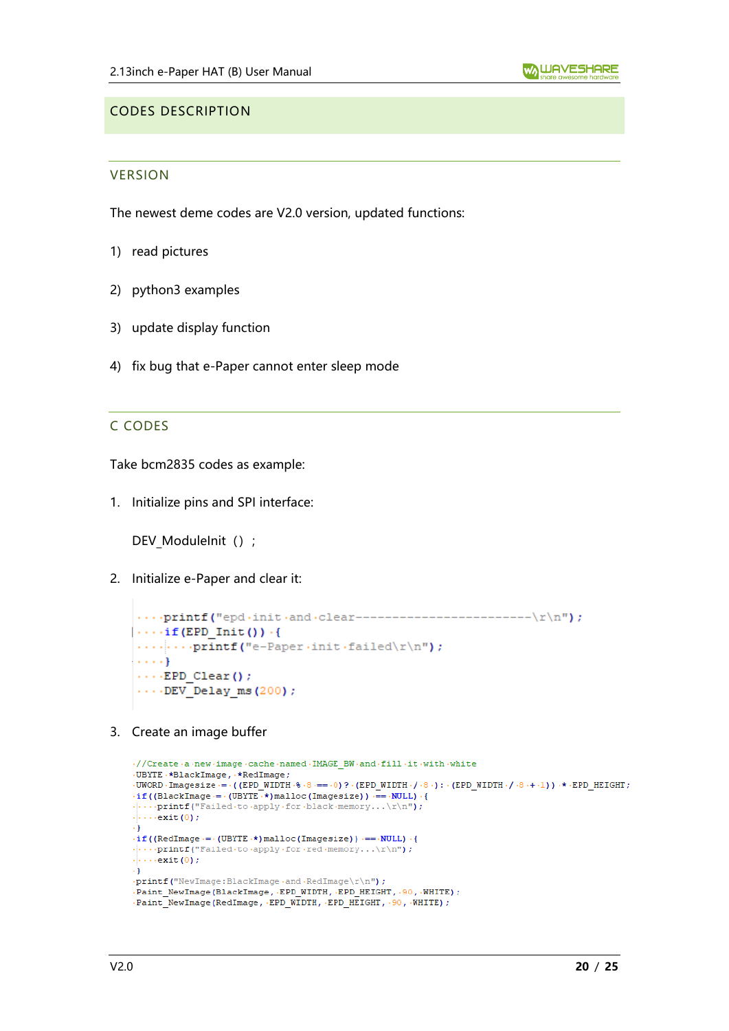## CODES DESCRIPTION

### VERSION

The newest deme codes are V2.0 version, updated functions:

1) read pictures

2) python3 examples

3) update display function

4) fix bug that e-Paper cannot enter sleep mode

### C CODES

Take bcm2835 codes as example:

1. Initialize pins and SPI interface:

   DEV_ModuleInit（）；

2. Initialize e-Paper and clear it:

```
    printf("epd init and clear------------------------\r\n");
    if(EPD_Init()) {
        printf("e-Paper init failed\r\n");
    }
    EPD_Clear();
    DEV_Delay_ms(200);
```

3. Create an image buffer

```
//Create a new image cache named IMAGE_BW and fill it with white
UBYTE *BlackImage, *RedImage;
UWORD Imagesize = ((EPD_WIDTH % 8 == 0)? (EPD_WIDTH / 8 ): (EPD_WIDTH / 8 + 1)) * EPD_HEIGHT;
if((BlackImage = (UBYTE *)malloc(Imagesize)) == NULL) {
    printf("Failed to apply for black memory...\r\n");
    exit(0);
}
if((RedImage = (UBYTE *)malloc(Imagesize)) == NULL) {
    printf("Failed to apply for red memory...\r\n");
    exit(0);
}
printf("NewImage:BlackImage and RedImage\r\n");
Paint_NewImage(BlackImage, EPD_WIDTH, EPD_HEIGHT, 90, WHITE);
Paint_NewImage(RedImage, EPD_WIDTH, EPD_HEIGHT, 90, WHITE);
```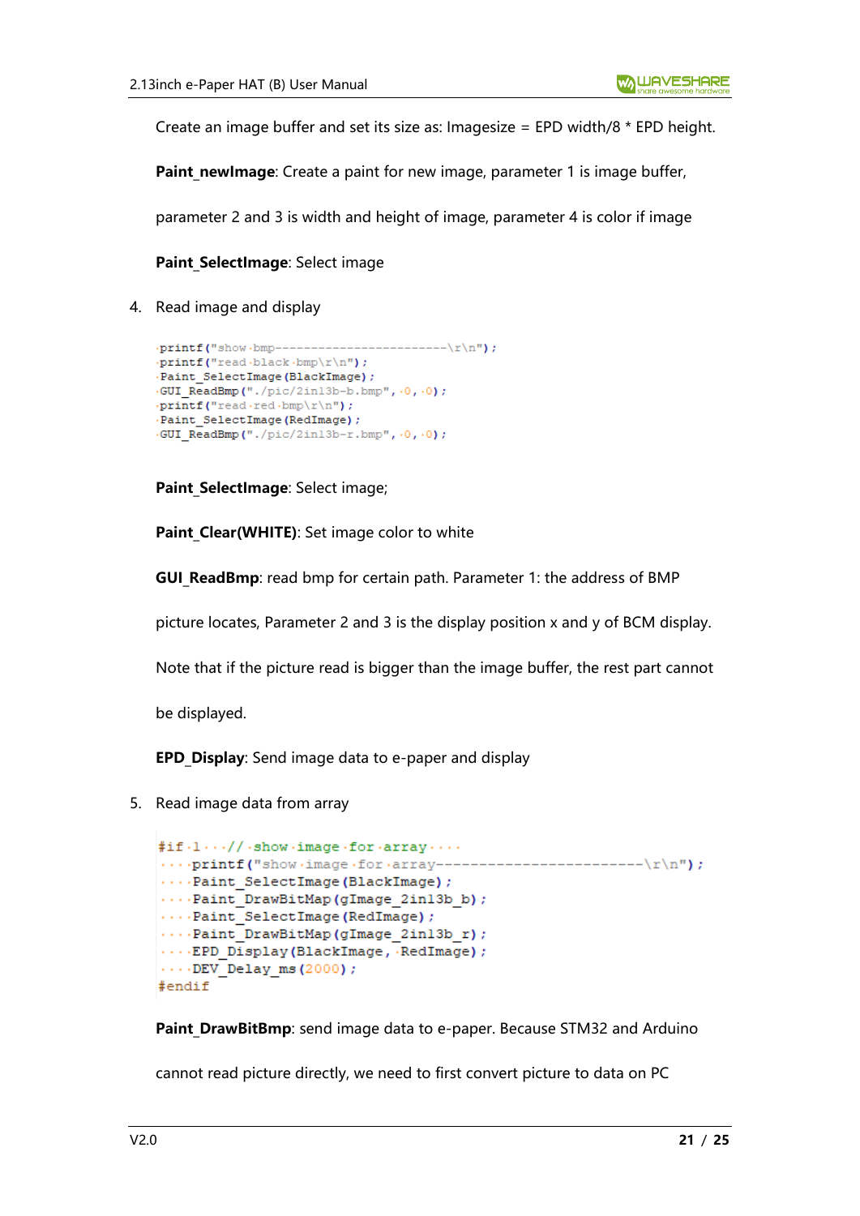Create an image buffer and set its size as: Imagesize = EPD width/8 * EPD height.

**Paint_newImage**: Create a paint for new image, parameter 1 is image buffer,

parameter 2 and 3 is width and height of image, parameter 4 is color if image

**Paint_SelectImage**: Select image

4. Read image and display

```
printf("show bmp-----------------------\r\n");
printf("read black bmp\r\n");
Paint_SelectImage(BlackImage);
GUI_ReadBmp("./pic/2in13b-b.bmp", 0, 0);
printf("read red bmp\r\n");
Paint_SelectImage(RedImage);
GUI_ReadBmp("./pic/2in13b-r.bmp", 0, 0);
```

**Paint_SelectImage**: Select image;

**Paint_Clear(WHITE)**: Set image color to white

**GUI_ReadBmp**: read bmp for certain path. Parameter 1: the address of BMP

picture locates, Parameter 2 and 3 is the display position x and y of BCM display.

Note that if the picture read is bigger than the image buffer, the rest part cannot

be displayed.

**EPD_Display**: Send image data to e-paper and display

5. Read image data from array

```
#if 1   // show image for array
    printf("show image for array------------------------\r\n");
    Paint_SelectImage(BlackImage);
    Paint_DrawBitMap(gImage_2in13b_b);
    Paint_SelectImage(RedImage);
    Paint_DrawBitMap(gImage_2in13b_r);
    EPD_Display(BlackImage, RedImage);
    DEV_Delay_ms(2000);
#endif
```

**Paint_DrawBitBmp**: send image data to e-paper. Because STM32 and Arduino

cannot read picture directly, we need to first convert picture to data on PC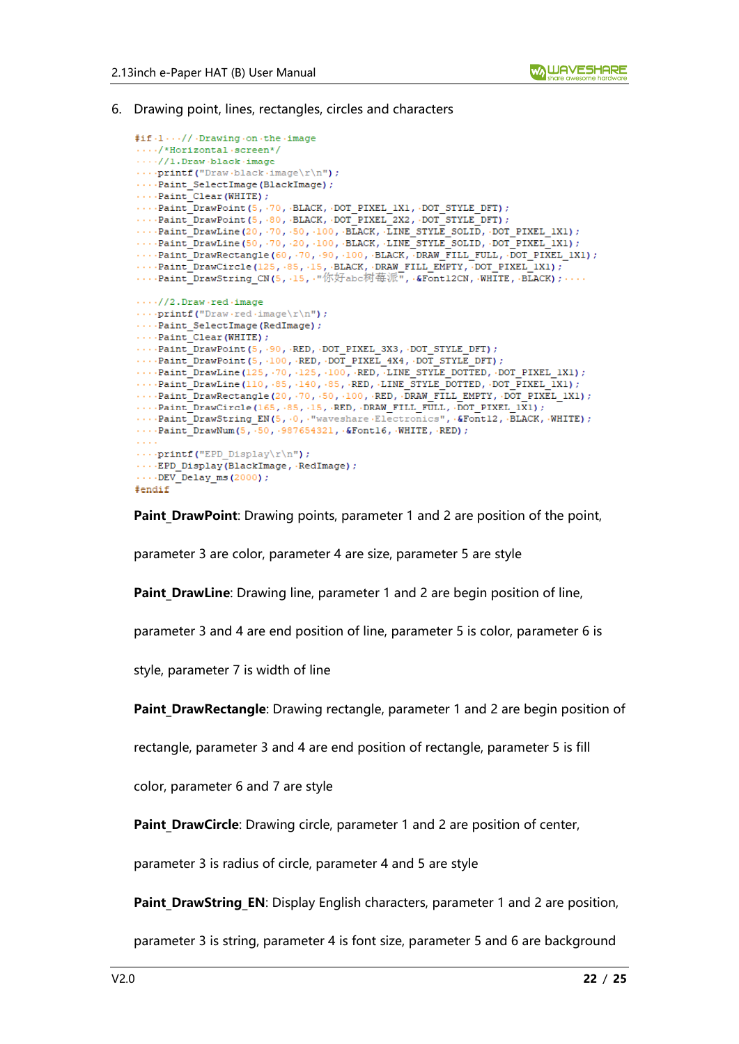6. Drawing point, lines, rectangles, circles and characters

```
#if 1   // Drawing on the image
    /*Horizontal screen*/
    //1.Draw black image
    printf("Draw black image\r\n");
    Paint_SelectImage(BlackImage);
    Paint_Clear(WHITE);
    Paint_DrawPoint(5, 70, BLACK, DOT_PIXEL_1X1, DOT_STYLE_DFT);
    Paint_DrawPoint(5, 80, BLACK, DOT_PIXEL_2X2, DOT_STYLE_DFT);
    Paint_DrawLine(20, 70, 50, 100, BLACK, LINE_STYLE_SOLID, DOT_PIXEL_1X1);
    Paint_DrawLine(50, 70, 20, 100, BLACK, LINE_STYLE_SOLID, DOT_PIXEL_1X1);
    Paint_DrawRectangle(60, 70, 90, 100, BLACK, DRAW_FILL_FULL, DOT_PIXEL_1X1);
    Paint_DrawCircle(125, 85, 15, BLACK, DRAW_FILL_EMPTY, DOT_PIXEL_1X1);
    Paint_DrawString_CN(5, 15, "你好abc树莓派", &Font12CN, WHITE, BLACK);

    //2.Draw red image
    printf("Draw red image\r\n");
    Paint_SelectImage(RedImage);
    Paint_Clear(WHITE);
    Paint_DrawPoint(5, 90, RED, DOT_PIXEL_3X3, DOT_STYLE_DFT);
    Paint_DrawPoint(5, 100, RED, DOT_PIXEL_4X4, DOT_STYLE_DFT);
    Paint_DrawLine(125, 70, 125, 100, RED, LINE_STYLE_DOTTED, DOT_PIXEL_1X1);
    Paint_DrawLine(110, 85, 140, 85, RED, LINE_STYLE_DOTTED, DOT_PIXEL_1X1);
    Paint_DrawRectangle(20, 70, 50, 100, RED, DRAW_FILL_EMPTY, DOT_PIXEL_1X1);
    Paint_DrawCircle(165, 85, 15, RED, DRAW_FILL_FULL, DOT_PIXEL_1X1);
    Paint_DrawString_EN(5, 0, "waveshare Electronics", &Font12, BLACK, WHITE);
    Paint_DrawNum(5, 50, 987654321, &Font16, WHITE, RED);

    printf("EPD_Display\r\n");
    EPD_Display(BlackImage, RedImage);
    DEV_Delay_ms(2000);
#endif
```

**Paint_DrawPoint**: Drawing points, parameter 1 and 2 are position of the point, parameter 3 are color, parameter 4 are size, parameter 5 are style

**Paint_DrawLine**: Drawing line, parameter 1 and 2 are begin position of line, parameter 3 and 4 are end position of line, parameter 5 is color, parameter 6 is style, parameter 7 is width of line

**Paint_DrawRectangle**: Drawing rectangle, parameter 1 and 2 are begin position of rectangle, parameter 3 and 4 are end position of rectangle, parameter 5 is fill color, parameter 6 and 7 are style

**Paint_DrawCircle**: Drawing circle, parameter 1 and 2 are position of center, parameter 3 is radius of circle, parameter 4 and 5 are style

**Paint_DrawString_EN**: Display English characters, parameter 1 and 2 are position, parameter 3 is string, parameter 4 is font size, parameter 5 and 6 are background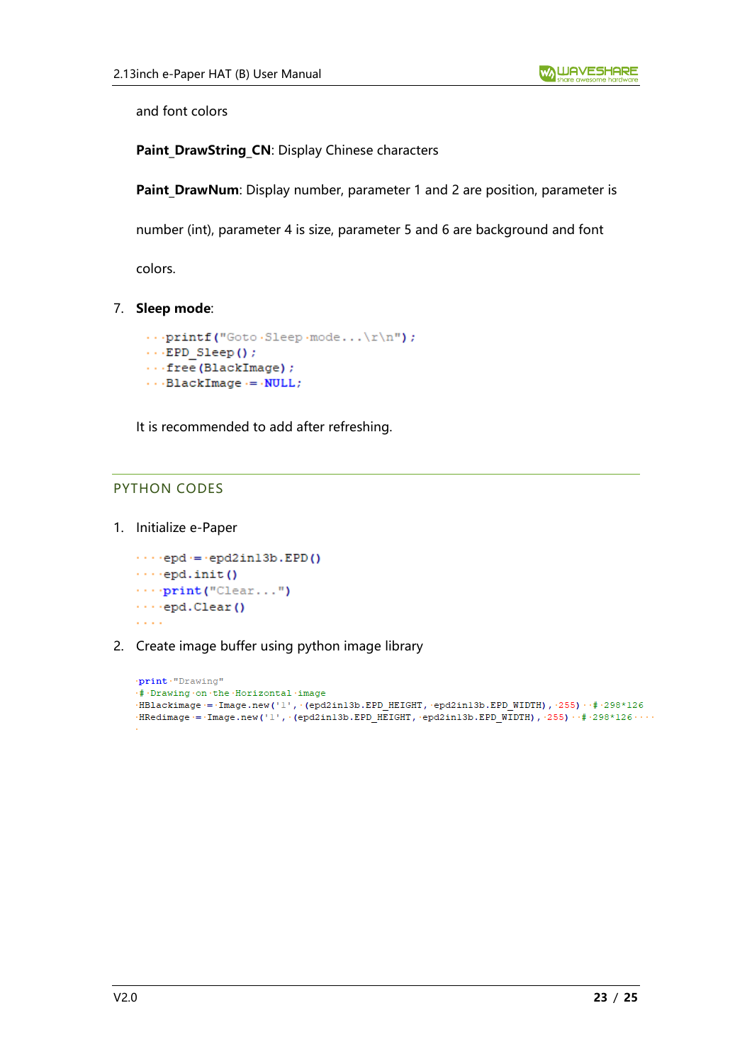and font colors

**Paint_DrawString_CN**: Display Chinese characters

**Paint_DrawNum**: Display number, parameter 1 and 2 are position, parameter is number (int), parameter 4 is size, parameter 5 and 6 are background and font colors.

7. **Sleep mode**:

```
printf("Goto Sleep mode...\r\n");
EPD_Sleep();
free(BlackImage);
BlackImage = NULL;
```

It is recommended to add after refreshing.

## PYTHON CODES

1. Initialize e-Paper

```
epd = epd2in13b.EPD()
epd.init()
print("Clear...")
epd.Clear()
```

2. Create image buffer using python image library

```
print "Drawing"
# Drawing on the Horizontal image
HBlackimage = Image.new('1', (epd2in13b.EPD_HEIGHT, epd2in13b.EPD_WIDTH), 255)  # 298*126
HRedimage = Image.new('1', (epd2in13b.EPD_HEIGHT, epd2in13b.EPD_WIDTH), 255)  # 298*126
```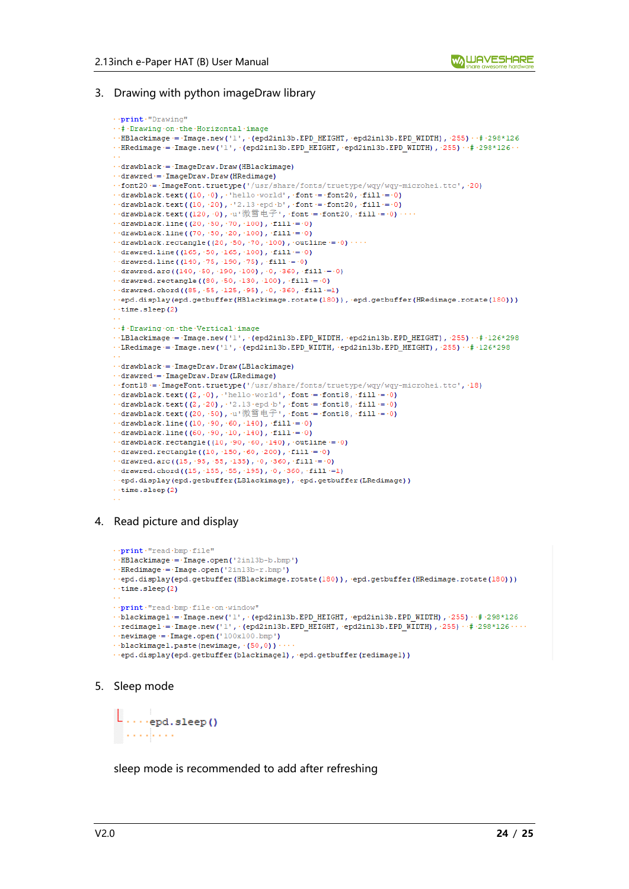3. Drawing with python imageDraw library

```
print "Drawing"
# Drawing on the Horizontal image
HBlackimage = Image.new('1', (epd2in13b.EPD_HEIGHT, epd2in13b.EPD_WIDTH), 255)  # 298*126
HRedimage = Image.new('1', (epd2in13b.EPD_HEIGHT, epd2in13b.EPD_WIDTH), 255)  # 298*126

drawblack = ImageDraw.Draw(HBlackimage)
drawred = ImageDraw.Draw(HRedimage)
font20 = ImageFont.truetype('/usr/share/fonts/truetype/wqy/wqy-microhei.ttc', 20)
drawblack.text((10, 0), 'hello world', font = font20, fill = 0)
drawblack.text((10, 20), '2.13 epd b', font = font20, fill = 0)
drawblack.text((120, 0), u'微雪电子', font = font20, fill = 0)
drawblack.line((20, 50, 70, 100), fill = 0)
drawblack.line((70, 50, 20, 100), fill = 0)
drawblack.rectangle((20, 50, 70, 100), outline = 0)
drawred.line((165, 50, 165, 100), fill = 0)
drawred.line((140, 75, 190, 75), fill = 0)
drawred.arc((140, 50, 190, 100), 0, 360, fill = 0)
drawred.rectangle((80, 50, 130, 100), fill = 0)
drawred.chord((85, 55, 125, 95), 0, 360, fill =1)
epd.display(epd.getbuffer(HBlackimage.rotate(180)), epd.getbuffer(HRedimage.rotate(180)))
time.sleep(2)

# Drawing on the Vertical image
LBlackimage = Image.new('1', (epd2in13b.EPD_WIDTH, epd2in13b.EPD_HEIGHT), 255)  # 126*298
LRedimage = Image.new('1', (epd2in13b.EPD_WIDTH, epd2in13b.EPD_HEIGHT), 255)  # 126*298

drawblack = ImageDraw.Draw(LBlackimage)
drawred = ImageDraw.Draw(LRedimage)
font18 = ImageFont.truetype('/usr/share/fonts/truetype/wqy/wqy-microhei.ttc', 18)
drawblack.text((2, 0), 'hello world', font = font18, fill = 0)
drawblack.text((2, 20), '2.13 epd b', font = font18, fill = 0)
drawblack.text((20, 50), u'微雪电子', font = font18, fill = 0)
drawblack.line((10, 90, 60, 140), fill = 0)
drawblack.line((60, 90, 10, 140), fill = 0)
drawblack.rectangle((10, 90, 60, 140), outline = 0)
drawred.rectangle((10, 150, 60, 200), fill = 0)
drawred.arc((15, 95, 55, 135), 0, 360, fill = 0)
drawred.chord((15, 155, 55, 195), 0, 360, fill =1)
epd.display(epd.getbuffer(LBlackimage), epd.getbuffer(LRedimage))
time.sleep(2)
```

4. Read picture and display

```
print "read bmp file"
HBlackimage = Image.open('2in13b-b.bmp')
HRedimage = Image.open('2in13b-r.bmp')
epd.display(epd.getbuffer(HBlackimage.rotate(180)), epd.getbuffer(HRedimage.rotate(180)))
time.sleep(2)

print "read bmp file on window"
blackimage1 = Image.new('1', (epd2in13b.EPD_HEIGHT, epd2in13b.EPD_WIDTH), 255)  # 298*126
redimage1 = Image.new('1', (epd2in13b.EPD_HEIGHT, epd2in13b.EPD_WIDTH), 255)  # 298*126
newimage = Image.open('100x100.bmp')
blackimage1.paste(newimage, (50,0))
epd.display(epd.getbuffer(blackimage1), epd.getbuffer(redimage1))
```

5. Sleep mode

```
epd.sleep()
```

sleep mode is recommended to add after refreshing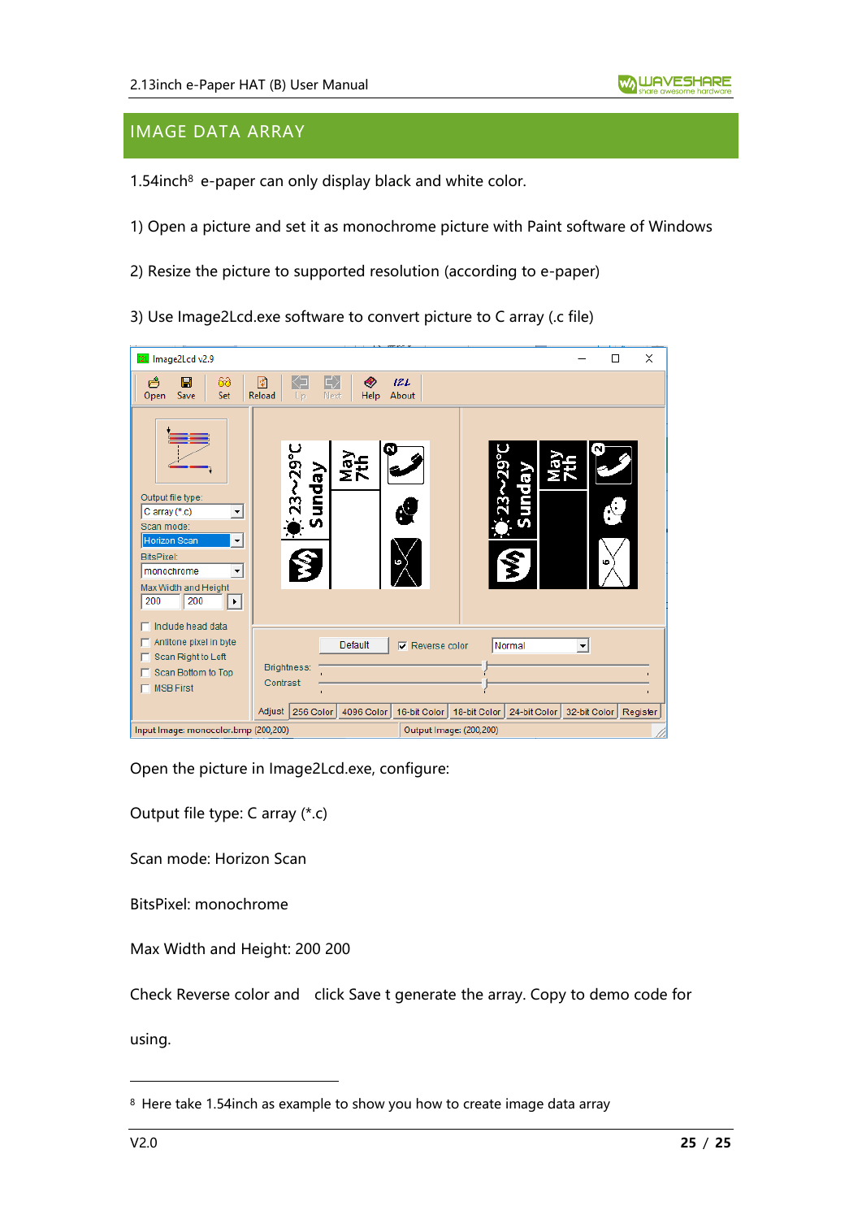## IMAGE DATA ARRAY

1.54inch[8] e-paper can only display black and white color.

1) Open a picture and set it as monochrome picture with Paint software of Windows

2) Resize the picture to supported resolution (according to e-paper)

3) Use Image2Lcd.exe software to convert picture to C array (.c file)

Open the picture in Image2Lcd.exe, configure:

Output file type: C array (*.c)

Scan mode: Horizon Scan

BitsPixel: monochrome

Max Width and Height: 200 200

Check Reverse color and click Save t generate the array. Copy to demo code for using.

---

[8] Here take 1.54inch as example to show you how to create image data array